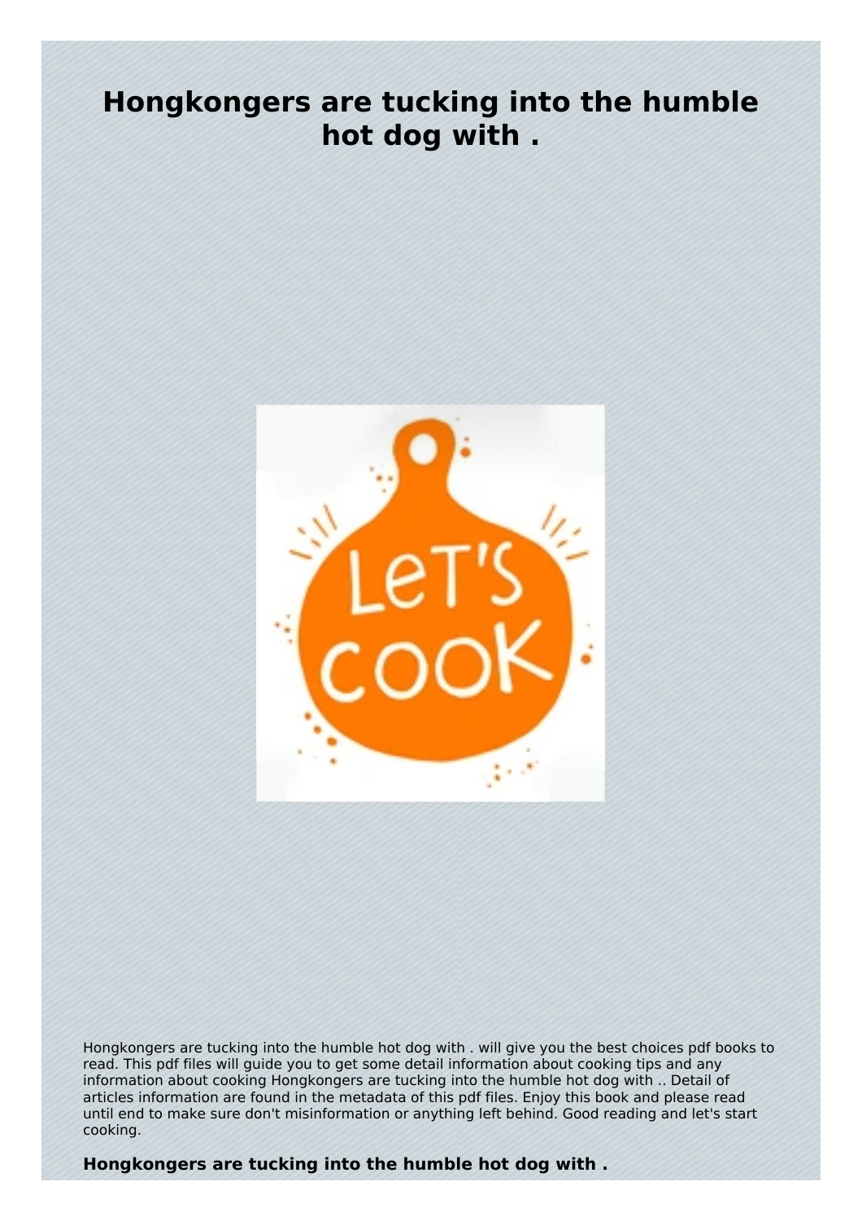# Hongkongers are tucking into the humble hot dog with .

Hongkongers are tucking into the humble hot dog with . will give you the best choices pdf books to read. This pdf files will guide you to get some detail information about cooking tips and any information about cooking Hongkongers are tucking into the humble hot dog with .. Detail of articles information are found in the metadata of this pdf files. Enjoy this book and please read until end to make sure don't misinformation or anything left behind. Good reading and let's start cooking.

**Hongkongers are tucking into the humble hot dog with .**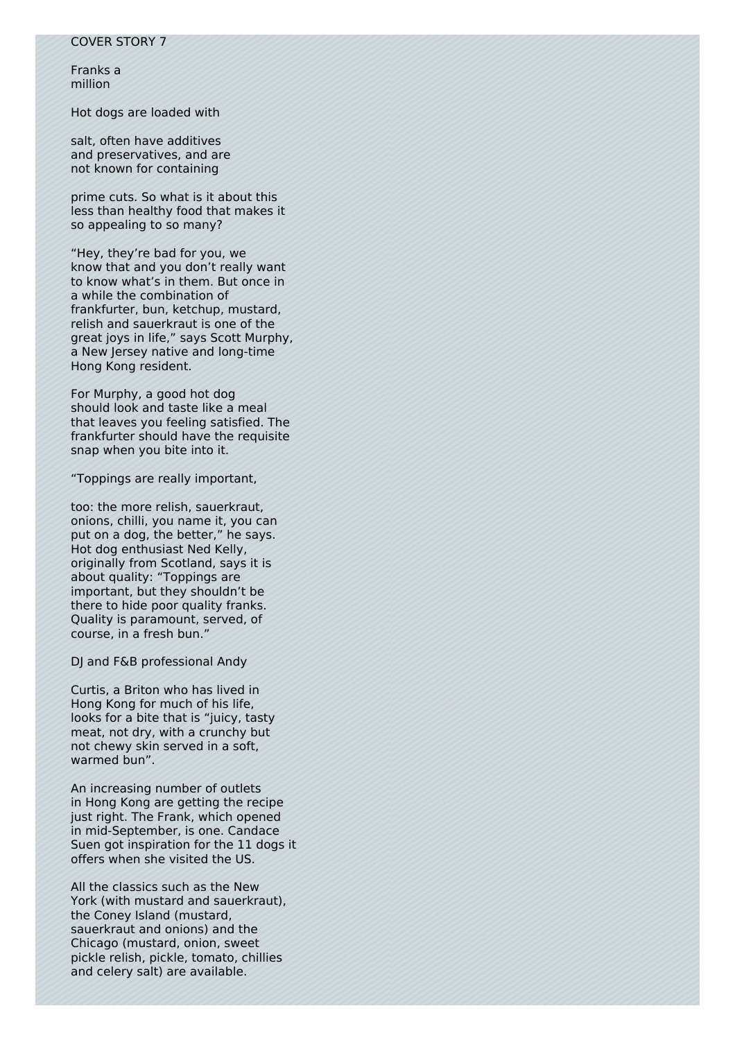COVER STORY 7

# Franks a million

Hot dogs are loaded with salt, often have additives and preservatives, and are not known for containing prime cuts. So what is it about this less than healthy food that makes it so appealing to so many?

"Hey, they're bad for you, we know that and you don't really want to know what's in them. But once in a while the combination of frankfurter, bun, ketchup, mustard, relish and sauerkraut is one of the great joys in life," says Scott Murphy, a New Jersey native and long-time Hong Kong resident.

For Murphy, a good hot dog should look and taste like a meal that leaves you feeling satisfied. The frankfurter should have the requisite snap when you bite into it.

"Toppings are really important, too: the more relish, sauerkraut, onions, chilli, you name it, you can put on a dog, the better," he says. Hot dog enthusiast Ned Kelly, originally from Scotland, says it is about quality: "Toppings are important, but they shouldn't be there to hide poor quality franks. Quality is paramount, served, of course, in a fresh bun."

DJ and F&B professional Andy Curtis, a Briton who has lived in Hong Kong for much of his life, looks for a bite that is "juicy, tasty meat, not dry, with a crunchy but not chewy skin served in a soft, warmed bun".

An increasing number of outlets in Hong Kong are getting the recipe just right. The Frank, which opened in mid-September, is one. Candace Suen got inspiration for the 11 dogs it offers when she visited the US.

All the classics such as the New York (with mustard and sauerkraut), the Coney Island (mustard, sauerkraut and onions) and the Chicago (mustard, onion, sweet pickle relish, pickle, tomato, chillies and celery salt) are available.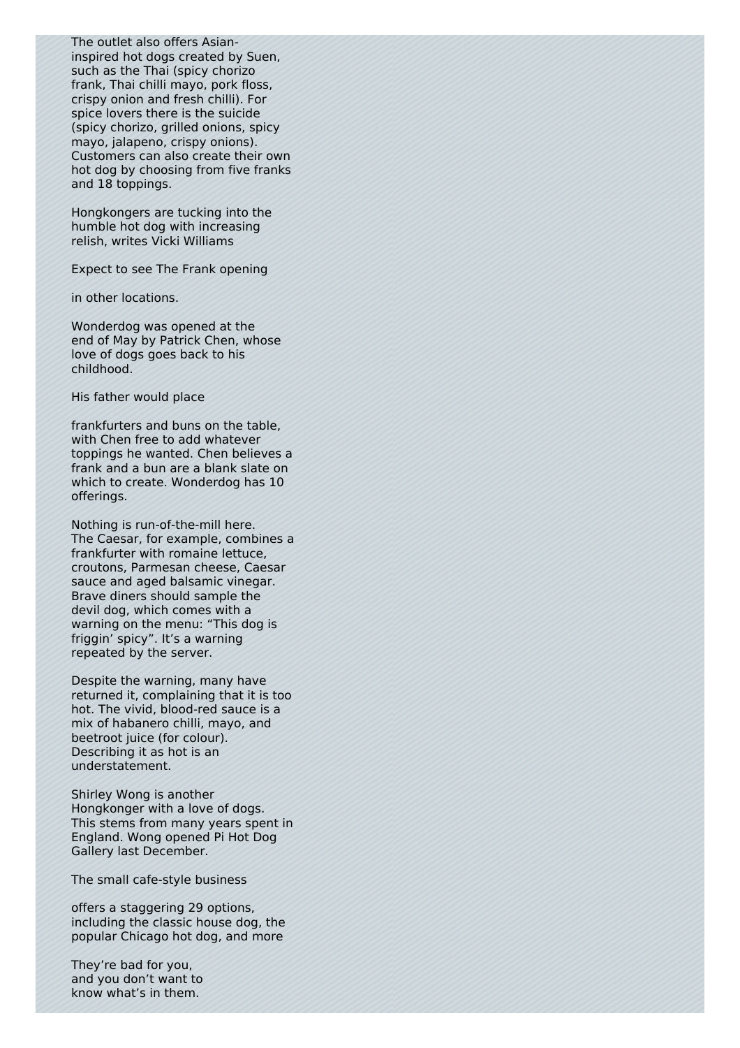The outlet also offers Asian-inspired hot dogs created by Suen, such as the Thai (spicy chorizo frank, Thai chilli mayo, pork floss, crispy onion and fresh chilli). For spice lovers there is the suicide (spicy chorizo, grilled onions, spicy mayo, jalapeno, crispy onions). Customers can also create their own hot dog by choosing from five franks and 18 toppings.

Hongkongers are tucking into the humble hot dog with increasing relish, writes Vicki Williams

Expect to see The Frank opening

in other locations.

Wonderdog was opened at the end of May by Patrick Chen, whose love of dogs goes back to his childhood.

His father would place

frankfurters and buns on the table, with Chen free to add whatever toppings he wanted. Chen believes a frank and a bun are a blank slate on which to create. Wonderdog has 10 offerings.

Nothing is run-of-the-mill here. The Caesar, for example, combines a frankfurter with romaine lettuce, croutons, Parmesan cheese, Caesar sauce and aged balsamic vinegar. Brave diners should sample the devil dog, which comes with a warning on the menu: "This dog is friggin' spicy". It's a warning repeated by the server.

Despite the warning, many have returned it, complaining that it is too hot. The vivid, blood-red sauce is a mix of habanero chilli, mayo, and beetroot juice (for colour). Describing it as hot is an understatement.

Shirley Wong is another Hongkonger with a love of dogs. This stems from many years spent in England. Wong opened Pi Hot Dog Gallery last December.

The small cafe-style business

offers a staggering 29 options, including the classic house dog, the popular Chicago hot dog, and more

They're bad for you,
and you don't want to
know what's in them.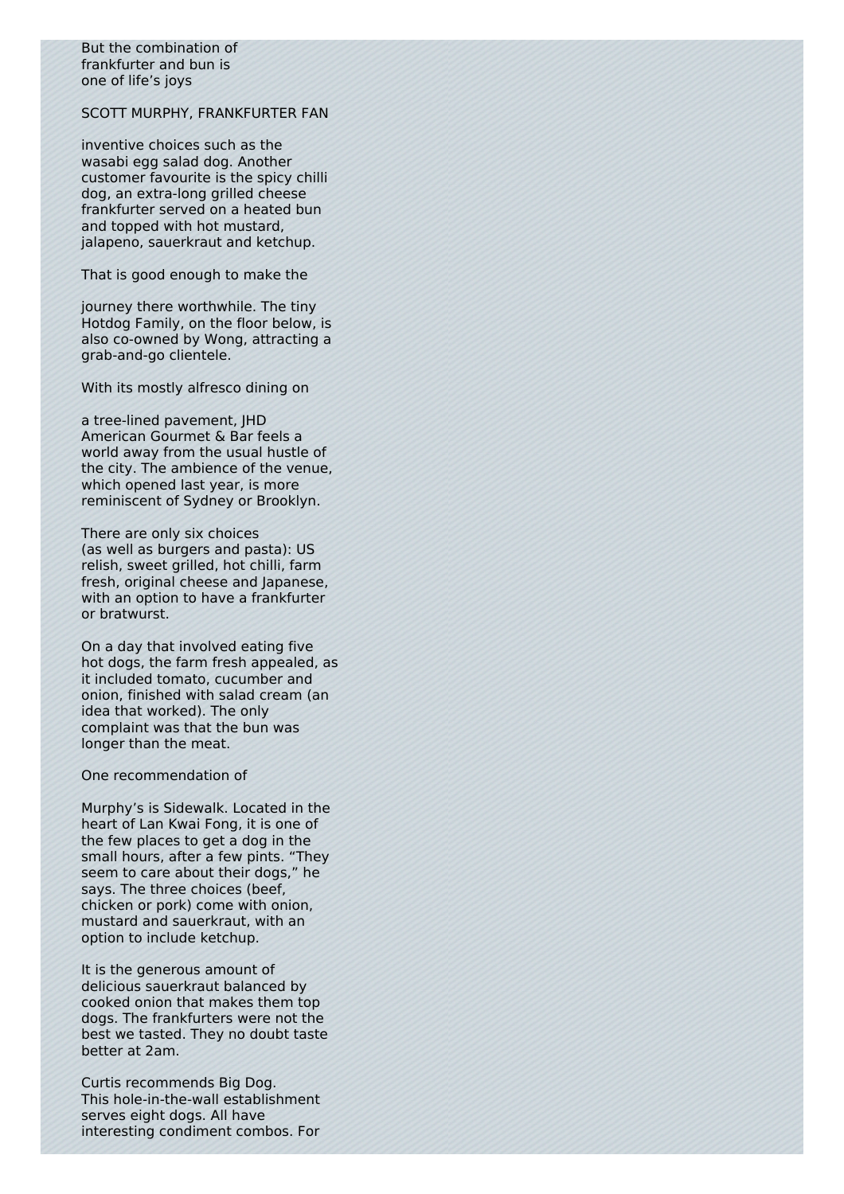But the combination of frankfurter and bun is one of life's joys

SCOTT MURPHY, FRANKFURTER FAN

inventive choices such as the wasabi egg salad dog. Another customer favourite is the spicy chilli dog, an extra-long grilled cheese frankfurter served on a heated bun and topped with hot mustard, jalapeno, sauerkraut and ketchup.

That is good enough to make the

journey there worthwhile. The tiny Hotdog Family, on the floor below, is also co-owned by Wong, attracting a grab-and-go clientele.

With its mostly alfresco dining on

a tree-lined pavement, JHD American Gourmet & Bar feels a world away from the usual hustle of the city. The ambience of the venue, which opened last year, is more reminiscent of Sydney or Brooklyn.

There are only six choices (as well as burgers and pasta): US relish, sweet grilled, hot chilli, farm fresh, original cheese and Japanese, with an option to have a frankfurter or bratwurst.

On a day that involved eating five hot dogs, the farm fresh appealed, as it included tomato, cucumber and onion, finished with salad cream (an idea that worked). The only complaint was that the bun was longer than the meat.

One recommendation of

Murphy's is Sidewalk. Located in the heart of Lan Kwai Fong, it is one of the few places to get a dog in the small hours, after a few pints. "They seem to care about their dogs," he says. The three choices (beef, chicken or pork) come with onion, mustard and sauerkraut, with an option to include ketchup.

It is the generous amount of delicious sauerkraut balanced by cooked onion that makes them top dogs. The frankfurters were not the best we tasted. They no doubt taste better at 2am.

Curtis recommends Big Dog. This hole-in-the-wall establishment serves eight dogs. All have interesting condiment combos. For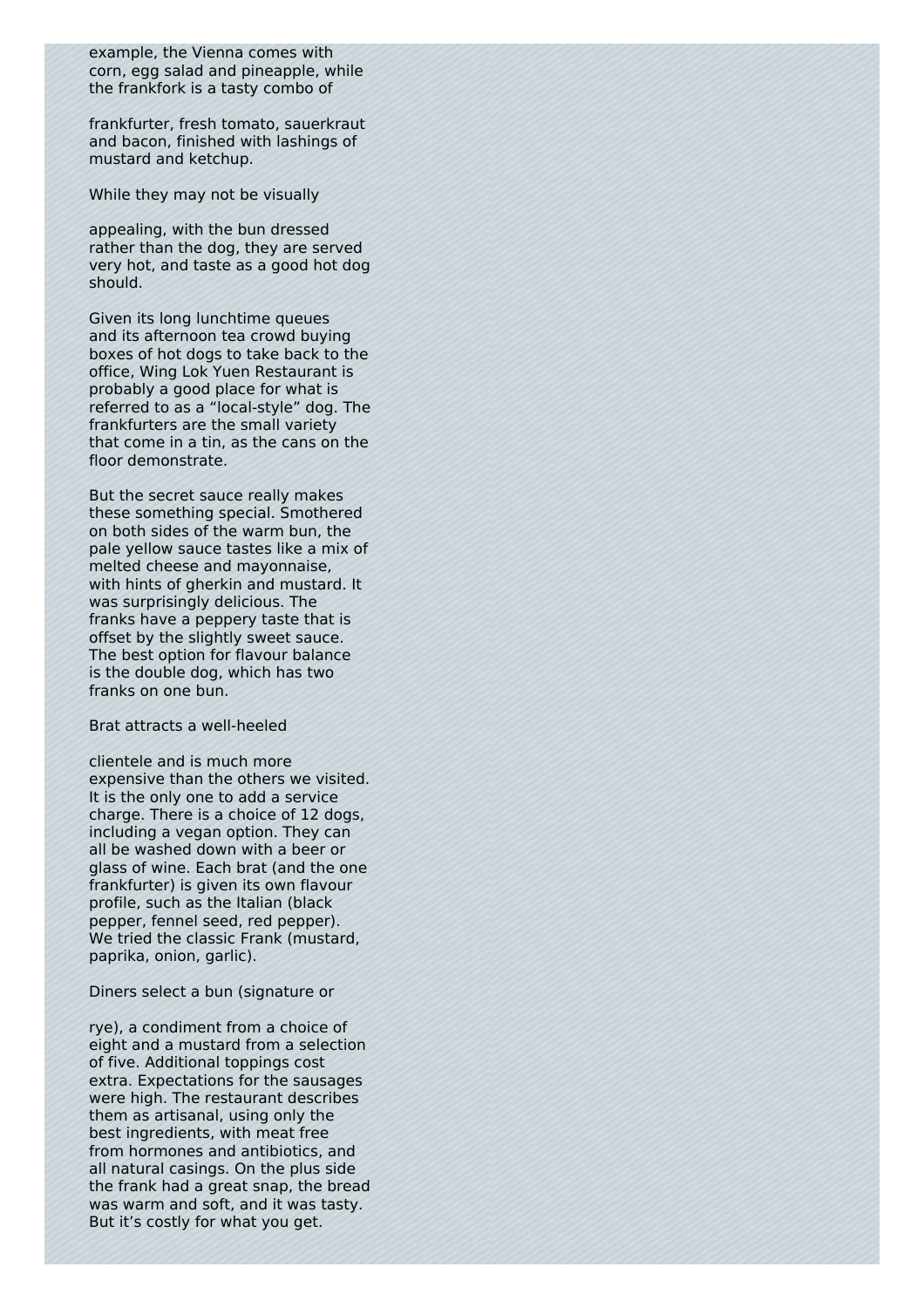example, the Vienna comes with corn, egg salad and pineapple, while the frankfork is a tasty combo of frankfurter, fresh tomato, sauerkraut and bacon, finished with lashings of mustard and ketchup.

While they may not be visually appealing, with the bun dressed rather than the dog, they are served very hot, and taste as a good hot dog should.

Given its long lunchtime queues and its afternoon tea crowd buying boxes of hot dogs to take back to the office, Wing Lok Yuen Restaurant is probably a good place for what is referred to as a "local-style" dog. The frankfurters are the small variety that come in a tin, as the cans on the floor demonstrate.

But the secret sauce really makes these something special. Smothered on both sides of the warm bun, the pale yellow sauce tastes like a mix of melted cheese and mayonnaise, with hints of gherkin and mustard. It was surprisingly delicious. The franks have a peppery taste that is offset by the slightly sweet sauce. The best option for flavour balance is the double dog, which has two franks on one bun.

Brat attracts a well-heeled clientele and is much more expensive than the others we visited. It is the only one to add a service charge. There is a choice of 12 dogs, including a vegan option. They can all be washed down with a beer or glass of wine. Each brat (and the one frankfurter) is given its own flavour profile, such as the Italian (black pepper, fennel seed, red pepper). We tried the classic Frank (mustard, paprika, onion, garlic).

Diners select a bun (signature or rye), a condiment from a choice of eight and a mustard from a selection of five. Additional toppings cost extra. Expectations for the sausages were high. The restaurant describes them as artisanal, using only the best ingredients, with meat free from hormones and antibiotics, and all natural casings. On the plus side the frank had a great snap, the bread was warm and soft, and it was tasty. But it's costly for what you get.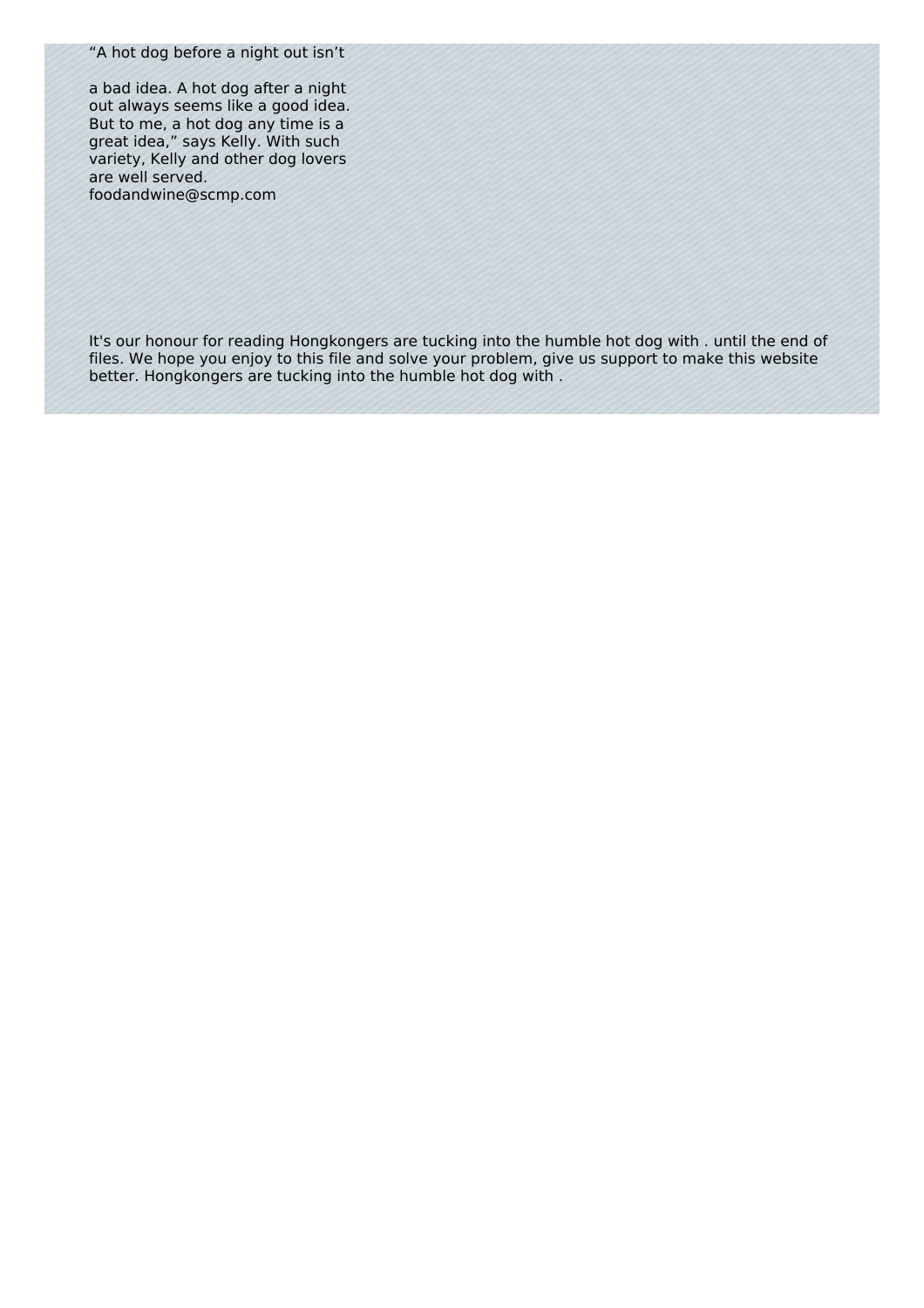"A hot dog before a night out isn't

a bad idea. A hot dog after a night out always seems like a good idea. But to me, a hot dog any time is a great idea," says Kelly. With such variety, Kelly and other dog lovers are well served.
foodandwine@scmp.com

It's our honour for reading Hongkongers are tucking into the humble hot dog with . until the end of files. We hope you enjoy to this file and solve your problem, give us support to make this website better. Hongkongers are tucking into the humble hot dog with .